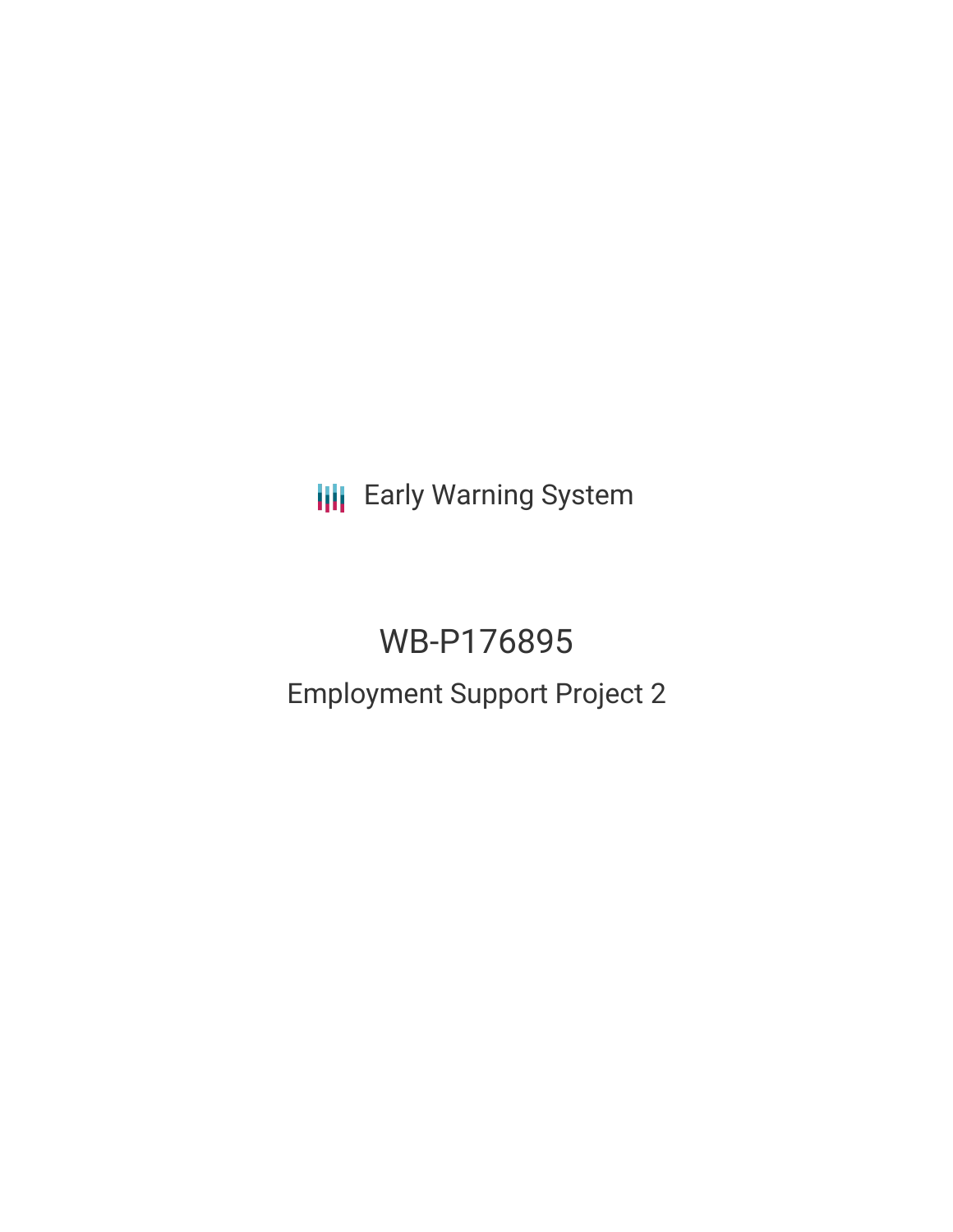Early Warning System

# WB-P176895

## Employment Support Project 2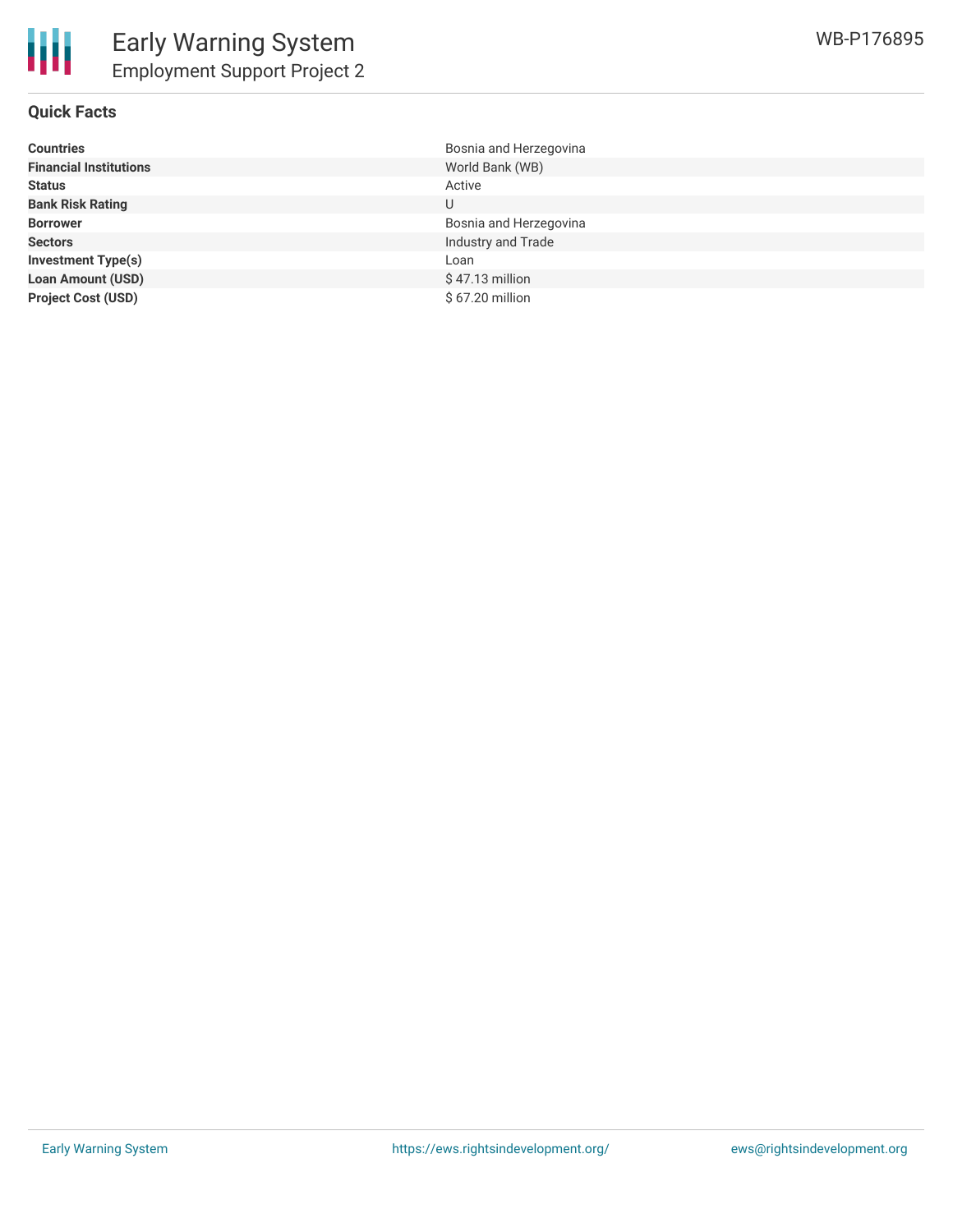## Quick Facts

| | |
|---|---|
| **Countries** | Bosnia and Herzegovina |
| **Financial Institutions** | World Bank (WB) |
| **Status** | Active |
| **Bank Risk Rating** | U |
| **Borrower** | Bosnia and Herzegovina |
| **Sectors** | Industry and Trade |
| **Investment Type(s)** | Loan |
| **Loan Amount (USD)** | $ 47.13 million |
| **Project Cost (USD)** | $ 67.20 million |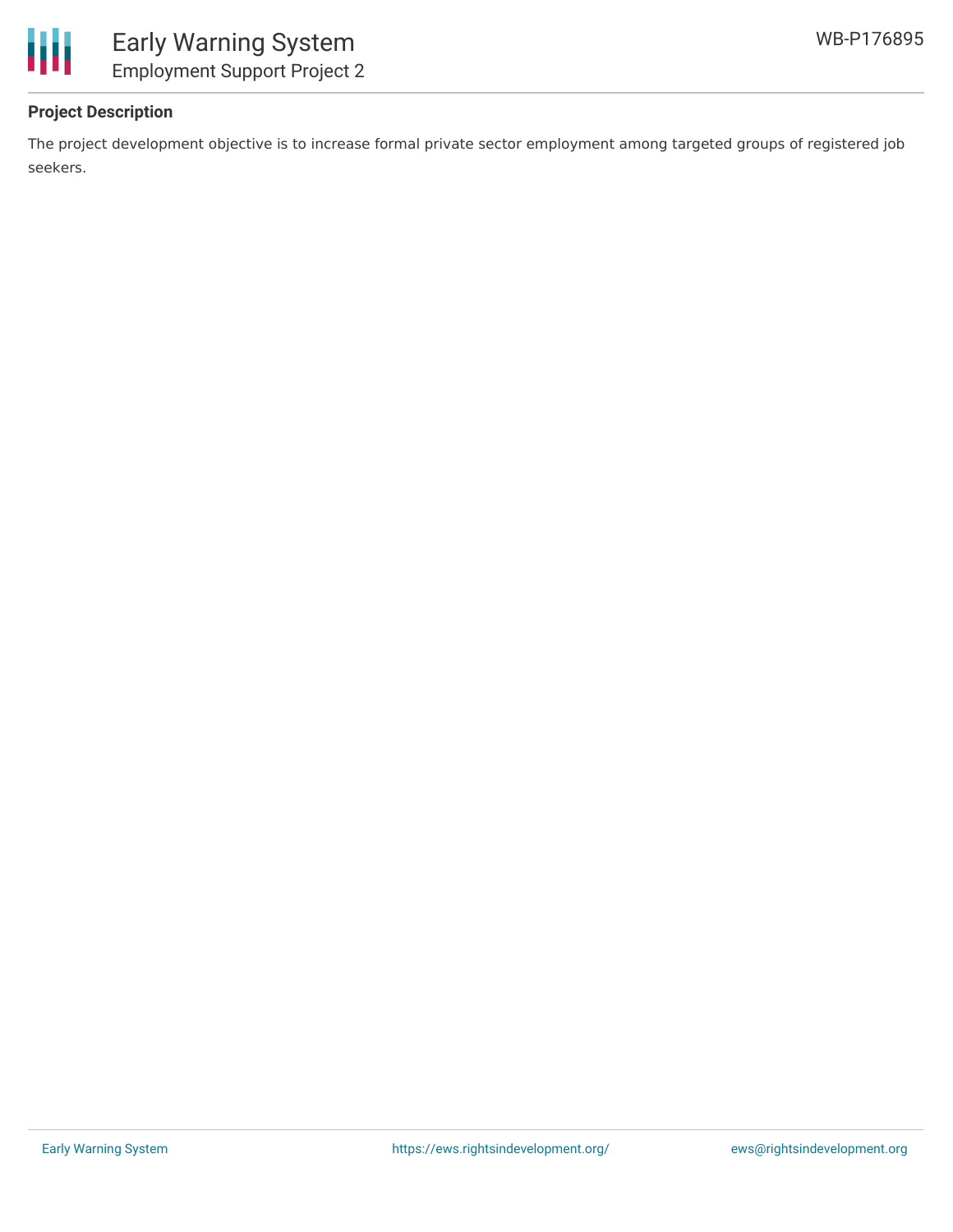## Project Description

The project development objective is to increase formal private sector employment among targeted groups of registered job seekers.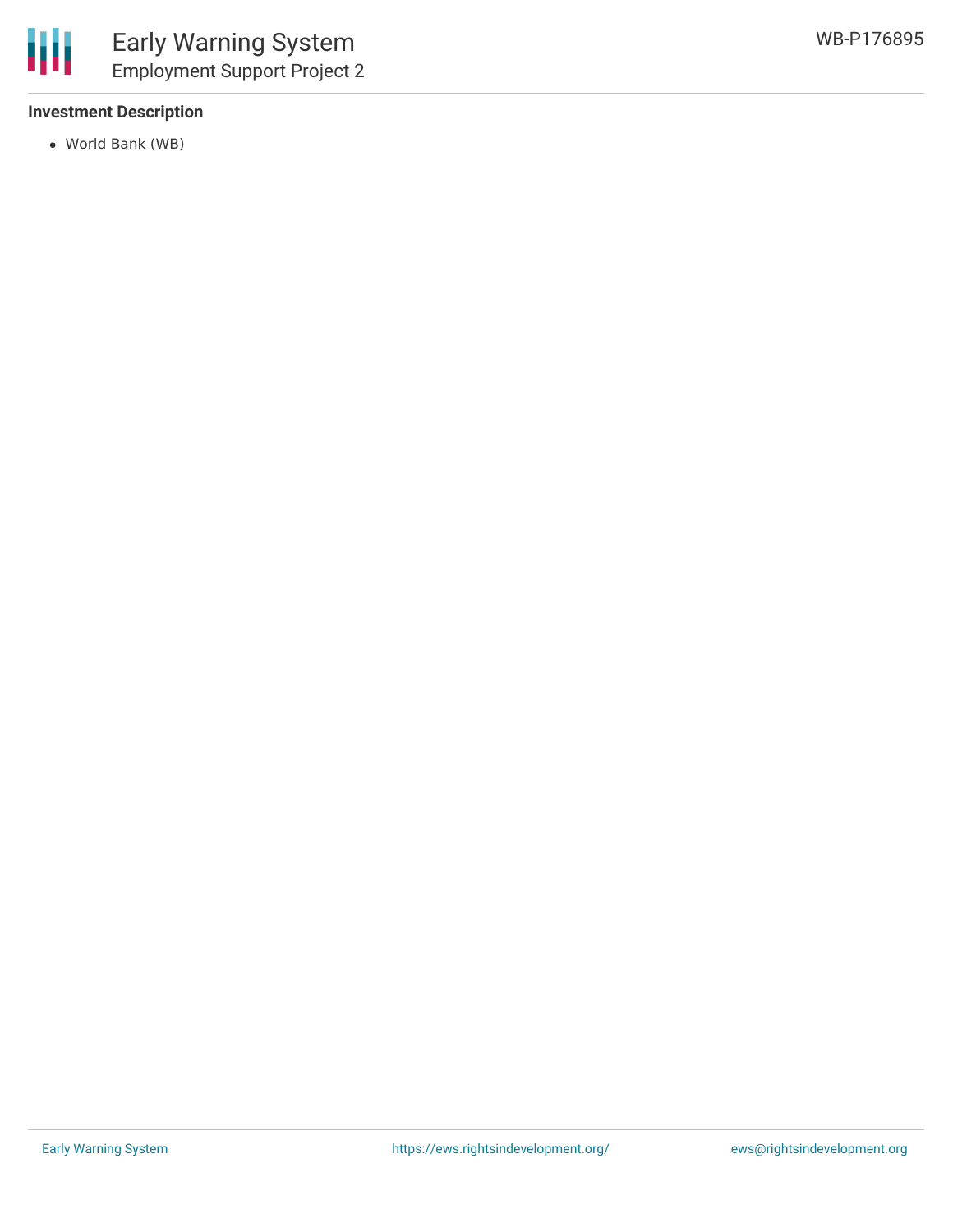### Investment Description

- World Bank (WB)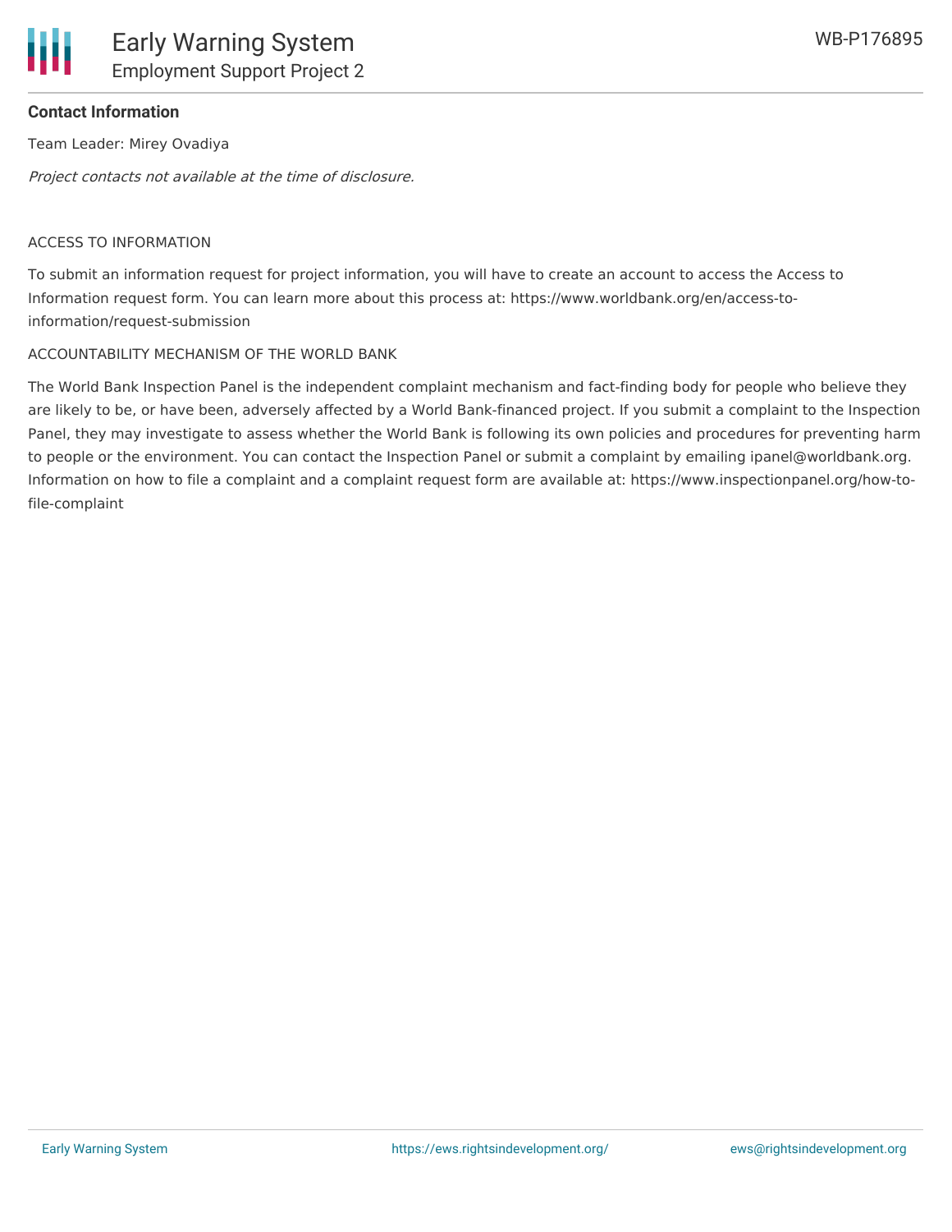**Contact Information**

Team Leader: Mirey Ovadiya

*Project contacts not available at the time of disclosure.*

ACCESS TO INFORMATION

To submit an information request for project information, you will have to create an account to access the Access to Information request form. You can learn more about this process at: https://www.worldbank.org/en/access-to-information/request-submission

ACCOUNTABILITY MECHANISM OF THE WORLD BANK

The World Bank Inspection Panel is the independent complaint mechanism and fact-finding body for people who believe they are likely to be, or have been, adversely affected by a World Bank-financed project. If you submit a complaint to the Inspection Panel, they may investigate to assess whether the World Bank is following its own policies and procedures for preventing harm to people or the environment. You can contact the Inspection Panel or submit a complaint by emailing ipanel@worldbank.org. Information on how to file a complaint and a complaint request form are available at: https://www.inspectionpanel.org/how-to-file-complaint